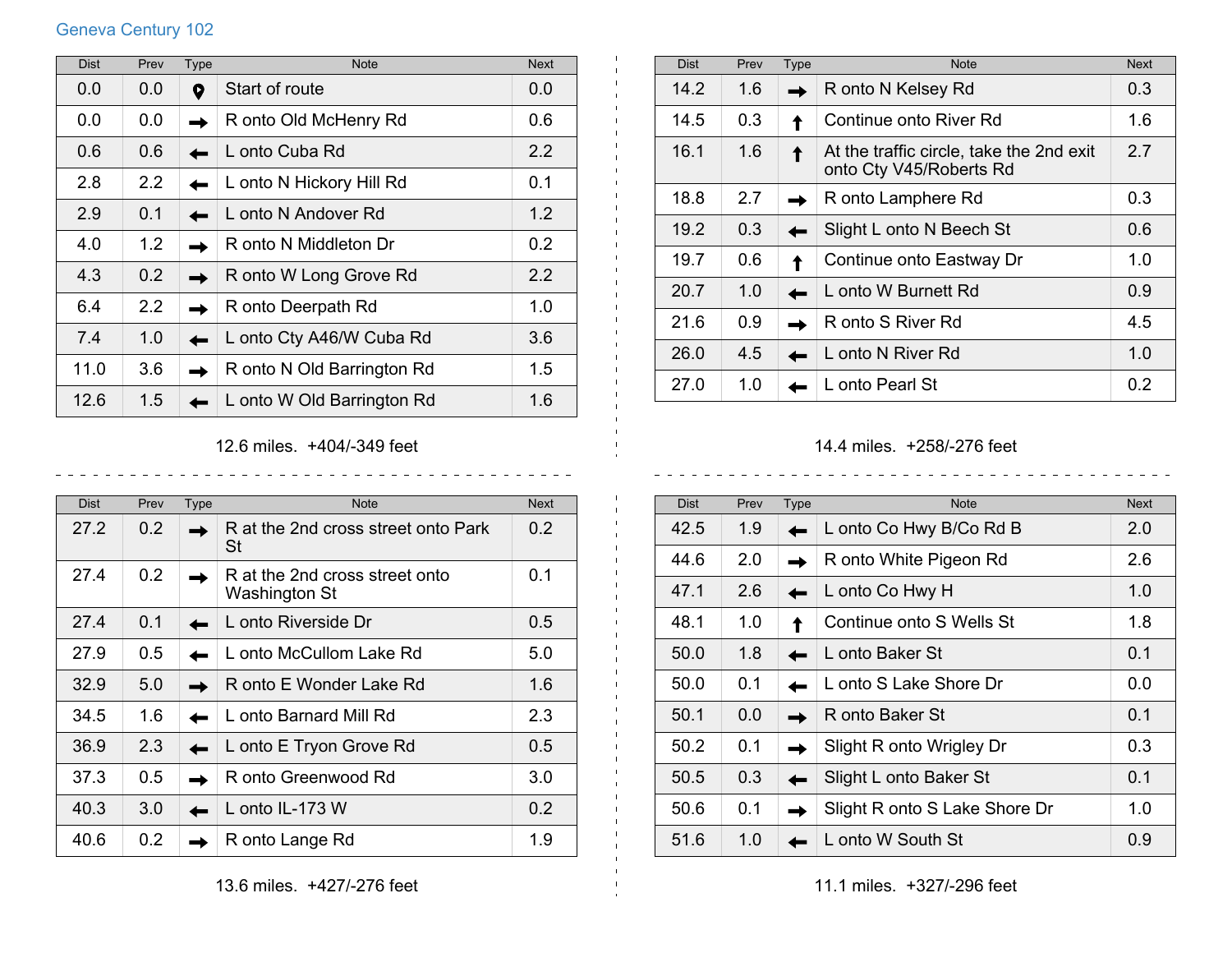# Geneva Century 102

| Dist | Prev | Type | Note | Next |
|---|---|---|---|---|
| 0.0 | 0.0 | 📍 | Start of route | 0.0 |
| 0.0 | 0.0 | → | R onto Old McHenry Rd | 0.6 |
| 0.6 | 0.6 | ← | L onto Cuba Rd | 2.2 |
| 2.8 | 2.2 | ← | L onto N Hickory Hill Rd | 0.1 |
| 2.9 | 0.1 | ← | L onto N Andover Rd | 1.2 |
| 4.0 | 1.2 | → | R onto N Middleton Dr | 0.2 |
| 4.3 | 0.2 | → | R onto W Long Grove Rd | 2.2 |
| 6.4 | 2.2 | → | R onto Deerpath Rd | 1.0 |
| 7.4 | 1.0 | ← | L onto Cty A46/W Cuba Rd | 3.6 |
| 11.0 | 3.6 | → | R onto N Old Barrington Rd | 1.5 |
| 12.6 | 1.5 | ← | L onto W Old Barrington Rd | 1.6 |

12.6 miles. +404/-349 feet

| Dist | Prev | Type | Note | Next |
|---|---|---|---|---|
| 14.2 | 1.6 | → | R onto N Kelsey Rd | 0.3 |
| 14.5 | 0.3 | ↑ | Continue onto River Rd | 1.6 |
| 16.1 | 1.6 | ↑ | At the traffic circle, take the 2nd exit onto Cty V45/Roberts Rd | 2.7 |
| 18.8 | 2.7 | → | R onto Lamphere Rd | 0.3 |
| 19.2 | 0.3 | ← | Slight L onto N Beech St | 0.6 |
| 19.7 | 0.6 | ↑ | Continue onto Eastway Dr | 1.0 |
| 20.7 | 1.0 | ← | L onto W Burnett Rd | 0.9 |
| 21.6 | 0.9 | → | R onto S River Rd | 4.5 |
| 26.0 | 4.5 | ← | L onto N River Rd | 1.0 |
| 27.0 | 1.0 | ← | L onto Pearl St | 0.2 |

14.4 miles. +258/-276 feet

| Dist | Prev | Type | Note | Next |
|---|---|---|---|---|
| 27.2 | 0.2 | → | R at the 2nd cross street onto Park St | 0.2 |
| 27.4 | 0.2 | → | R at the 2nd cross street onto Washington St | 0.1 |
| 27.4 | 0.1 | ← | L onto Riverside Dr | 0.5 |
| 27.9 | 0.5 | ← | L onto McCullom Lake Rd | 5.0 |
| 32.9 | 5.0 | → | R onto E Wonder Lake Rd | 1.6 |
| 34.5 | 1.6 | ← | L onto Barnard Mill Rd | 2.3 |
| 36.9 | 2.3 | ← | L onto E Tryon Grove Rd | 0.5 |
| 37.3 | 0.5 | → | R onto Greenwood Rd | 3.0 |
| 40.3 | 3.0 | ← | L onto IL-173 W | 0.2 |
| 40.6 | 0.2 | → | R onto Lange Rd | 1.9 |

13.6 miles. +427/-276 feet

| Dist | Prev | Type | Note | Next |
|---|---|---|---|---|
| 42.5 | 1.9 | ← | L onto Co Hwy B/Co Rd B | 2.0 |
| 44.6 | 2.0 | → | R onto White Pigeon Rd | 2.6 |
| 47.1 | 2.6 | ← | L onto Co Hwy H | 1.0 |
| 48.1 | 1.0 | ↑ | Continue onto S Wells St | 1.8 |
| 50.0 | 1.8 | ← | L onto Baker St | 0.1 |
| 50.0 | 0.1 | ← | L onto S Lake Shore Dr | 0.0 |
| 50.1 | 0.0 | → | R onto Baker St | 0.1 |
| 50.2 | 0.1 | → | Slight R onto Wrigley Dr | 0.3 |
| 50.5 | 0.3 | ← | Slight L onto Baker St | 0.1 |
| 50.6 | 0.1 | → | Slight R onto S Lake Shore Dr | 1.0 |
| 51.6 | 1.0 | ← | L onto W South St | 0.9 |

11.1 miles. +327/-296 feet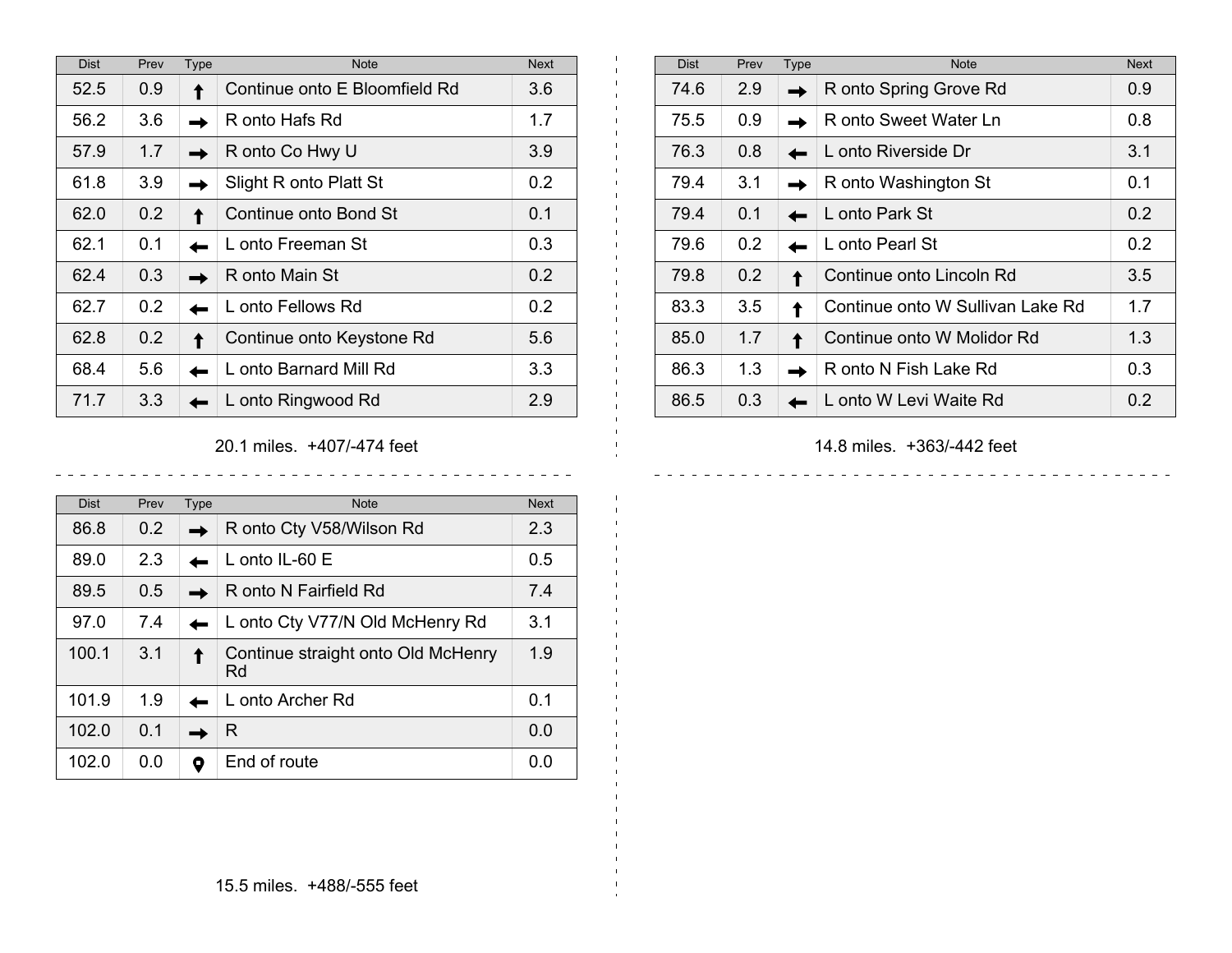| Dist | Prev | Type | Note | Next |
| --- | --- | --- | --- | --- |
| 52.5 | 0.9 | ↑ | Continue onto E Bloomfield Rd | 3.6 |
| 56.2 | 3.6 | → | R onto Hafs Rd | 1.7 |
| 57.9 | 1.7 | → | R onto Co Hwy U | 3.9 |
| 61.8 | 3.9 | → | Slight R onto Platt St | 0.2 |
| 62.0 | 0.2 | ↑ | Continue onto Bond St | 0.1 |
| 62.1 | 0.1 | ← | L onto Freeman St | 0.3 |
| 62.4 | 0.3 | → | R onto Main St | 0.2 |
| 62.7 | 0.2 | ← | L onto Fellows Rd | 0.2 |
| 62.8 | 0.2 | ↑ | Continue onto Keystone Rd | 5.6 |
| 68.4 | 5.6 | ← | L onto Barnard Mill Rd | 3.3 |
| 71.7 | 3.3 | ← | L onto Ringwood Rd | 2.9 |

20.1 miles. +407/-474 feet

| Dist | Prev | Type | Note | Next |
| --- | --- | --- | --- | --- |
| 74.6 | 2.9 | → | R onto Spring Grove Rd | 0.9 |
| 75.5 | 0.9 | → | R onto Sweet Water Ln | 0.8 |
| 76.3 | 0.8 | ← | L onto Riverside Dr | 3.1 |
| 79.4 | 3.1 | → | R onto Washington St | 0.1 |
| 79.4 | 0.1 | ← | L onto Park St | 0.2 |
| 79.6 | 0.2 | ← | L onto Pearl St | 0.2 |
| 79.8 | 0.2 | ↑ | Continue onto Lincoln Rd | 3.5 |
| 83.3 | 3.5 | ↑ | Continue onto W Sullivan Lake Rd | 1.7 |
| 85.0 | 1.7 | ↑ | Continue onto W Molidor Rd | 1.3 |
| 86.3 | 1.3 | → | R onto N Fish Lake Rd | 0.3 |
| 86.5 | 0.3 | ← | L onto W Levi Waite Rd | 0.2 |

14.8 miles. +363/-442 feet

| Dist | Prev | Type | Note | Next |
| --- | --- | --- | --- | --- |
| 86.8 | 0.2 | → | R onto Cty V58/Wilson Rd | 2.3 |
| 89.0 | 2.3 | ← | L onto IL-60 E | 0.5 |
| 89.5 | 0.5 | → | R onto N Fairfield Rd | 7.4 |
| 97.0 | 7.4 | ← | L onto Cty V77/N Old McHenry Rd | 3.1 |
| 100.1 | 3.1 | ↑ | Continue straight onto Old McHenry Rd | 1.9 |
| 101.9 | 1.9 | ← | L onto Archer Rd | 0.1 |
| 102.0 | 0.1 | → | R | 0.0 |
| 102.0 | 0.0 | 📍 | End of route | 0.0 |

15.5 miles. +488/-555 feet